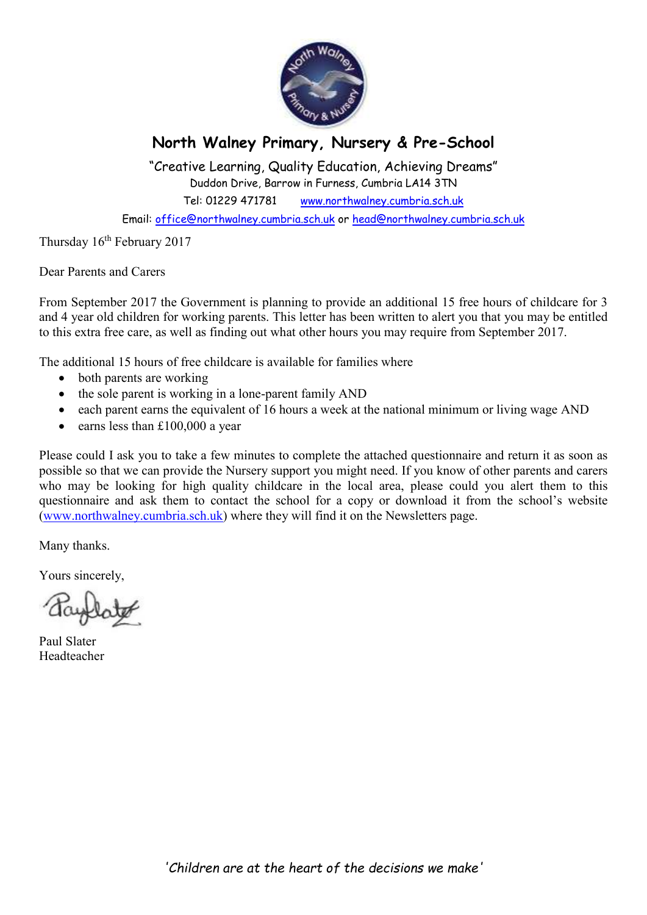## North Walney Primary, Nursery & Pre-School

"Creative Learning, Quality Education, Achieving Dreams"
Duddon Drive, Barrow in Furness, Cumbria LA14 3TN
Tel: 01229 471781 www.northwalney.cumbria.sch.uk
Email: office@northwalney.cumbria.sch.uk or head@northwalney.cumbria.sch.uk

Thursday 16th February 2017

Dear Parents and Carers

From September 2017 the Government is planning to provide an additional 15 free hours of childcare for 3 and 4 year old children for working parents. This letter has been written to alert you that you may be entitled to this extra free care, as well as finding out what other hours you may require from September 2017.

The additional 15 hours of free childcare is available for families where

- both parents are working
- the sole parent is working in a lone-parent family AND
- each parent earns the equivalent of 16 hours a week at the national minimum or living wage AND
- earns less than £100,000 a year

Please could I ask you to take a few minutes to complete the attached questionnaire and return it as soon as possible so that we can provide the Nursery support you might need. If you know of other parents and carers who may be looking for high quality childcare in the local area, please could you alert them to this questionnaire and ask them to contact the school for a copy or download it from the school's website (www.northwalney.cumbria.sch.uk) where they will find it on the Newsletters page.

Many thanks.

Yours sincerely,

Paul Slater
Headteacher

*'Children are at the heart of the decisions we make'*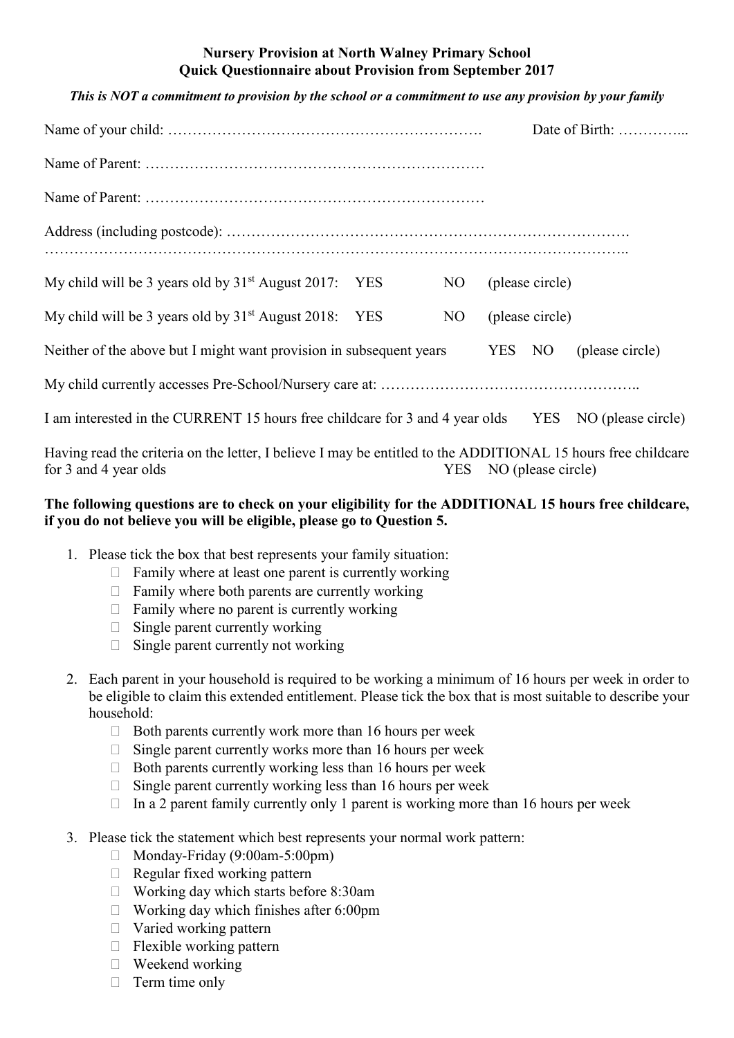**Nursery Provision at North Walney Primary School**
**Quick Questionnaire about Provision from September 2017**

***This is NOT a commitment to provision by the school or a commitment to use any provision by your family***

Name of your child: ………………………………………………………. Date of Birth: …………...

Name of Parent: ……………………………………………………………

Name of Parent: ……………………………………………………………

Address (including postcode): …………………………………………………………………….
…………………………………………………………………………………………………………..

My child will be 3 years old by 31st August 2017: YES NO (please circle)

My child will be 3 years old by 31st August 2018: YES NO (please circle)

Neither of the above but I might want provision in subsequent years YES NO (please circle)

My child currently accesses Pre-School/Nursery care at: ……………………………………………..

I am interested in the CURRENT 15 hours free childcare for 3 and 4 year olds YES NO (please circle)

Having read the criteria on the letter, I believe I may be entitled to the ADDITIONAL 15 hours free childcare for 3 and 4 year olds YES NO (please circle)

**The following questions are to check on your eligibility for the ADDITIONAL 15 hours free childcare, if you do not believe you will be eligible, please go to Question 5.**

1. Please tick the box that best represents your family situation:
   - ☐ Family where at least one parent is currently working
   - ☐ Family where both parents are currently working
   - ☐ Family where no parent is currently working
   - ☐ Single parent currently working
   - ☐ Single parent currently not working

2. Each parent in your household is required to be working a minimum of 16 hours per week in order to be eligible to claim this extended entitlement. Please tick the box that is most suitable to describe your household:
   - ☐ Both parents currently work more than 16 hours per week
   - ☐ Single parent currently works more than 16 hours per week
   - ☐ Both parents currently working less than 16 hours per week
   - ☐ Single parent currently working less than 16 hours per week
   - ☐ In a 2 parent family currently only 1 parent is working more than 16 hours per week

3. Please tick the statement which best represents your normal work pattern:
   - ☐ Monday-Friday (9:00am-5:00pm)
   - ☐ Regular fixed working pattern
   - ☐ Working day which starts before 8:30am
   - ☐ Working day which finishes after 6:00pm
   - ☐ Varied working pattern
   - ☐ Flexible working pattern
   - ☐ Weekend working
   - ☐ Term time only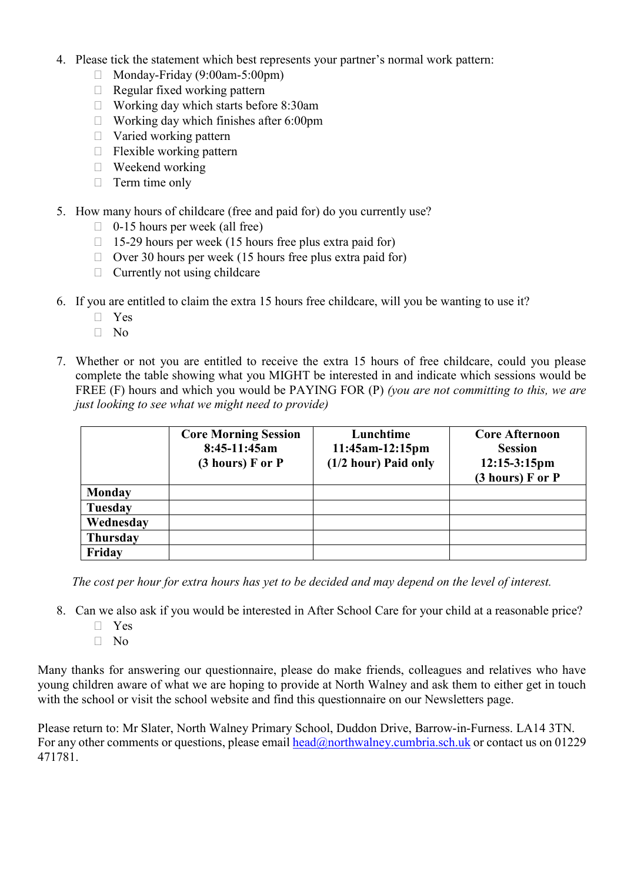4. Please tick the statement which best represents your partner's normal work pattern:
   - ☐ Monday-Friday (9:00am-5:00pm)
   - ☐ Regular fixed working pattern
   - ☐ Working day which starts before 8:30am
   - ☐ Working day which finishes after 6:00pm
   - ☐ Varied working pattern
   - ☐ Flexible working pattern
   - ☐ Weekend working
   - ☐ Term time only

5. How many hours of childcare (free and paid for) do you currently use?
   - ☐ 0-15 hours per week (all free)
   - ☐ 15-29 hours per week (15 hours free plus extra paid for)
   - ☐ Over 30 hours per week (15 hours free plus extra paid for)
   - ☐ Currently not using childcare

6. If you are entitled to claim the extra 15 hours free childcare, will you be wanting to use it?
   - ☐ Yes
   - ☐ No

7. Whether or not you are entitled to receive the extra 15 hours of free childcare, could you please complete the table showing what you MIGHT be interested in and indicate which sessions would be FREE (F) hours and which you would be PAYING FOR (P) *(you are not committing to this, we are just looking to see what we might need to provide)*

| | **Core Morning Session 8:45-11:45am (3 hours) F or P** | **Lunchtime 11:45am-12:15pm (1/2 hour) Paid only** | **Core Afternoon Session 12:15-3:15pm (3 hours) F or P** |
|---|---|---|---|
| **Monday** | | | |
| **Tuesday** | | | |
| **Wednesday** | | | |
| **Thursday** | | | |
| **Friday** | | | |

*The cost per hour for extra hours has yet to be decided and may depend on the level of interest.*

8. Can we also ask if you would be interested in After School Care for your child at a reasonable price?
   - ☐ Yes
   - ☐ No

Many thanks for answering our questionnaire, please do make friends, colleagues and relatives who have young children aware of what we are hoping to provide at North Walney and ask them to either get in touch with the school or visit the school website and find this questionnaire on our Newsletters page.

Please return to: Mr Slater, North Walney Primary School, Duddon Drive, Barrow-in-Furness. LA14 3TN. For any other comments or questions, please email head@northwalney.cumbria.sch.uk or contact us on 01229 471781.